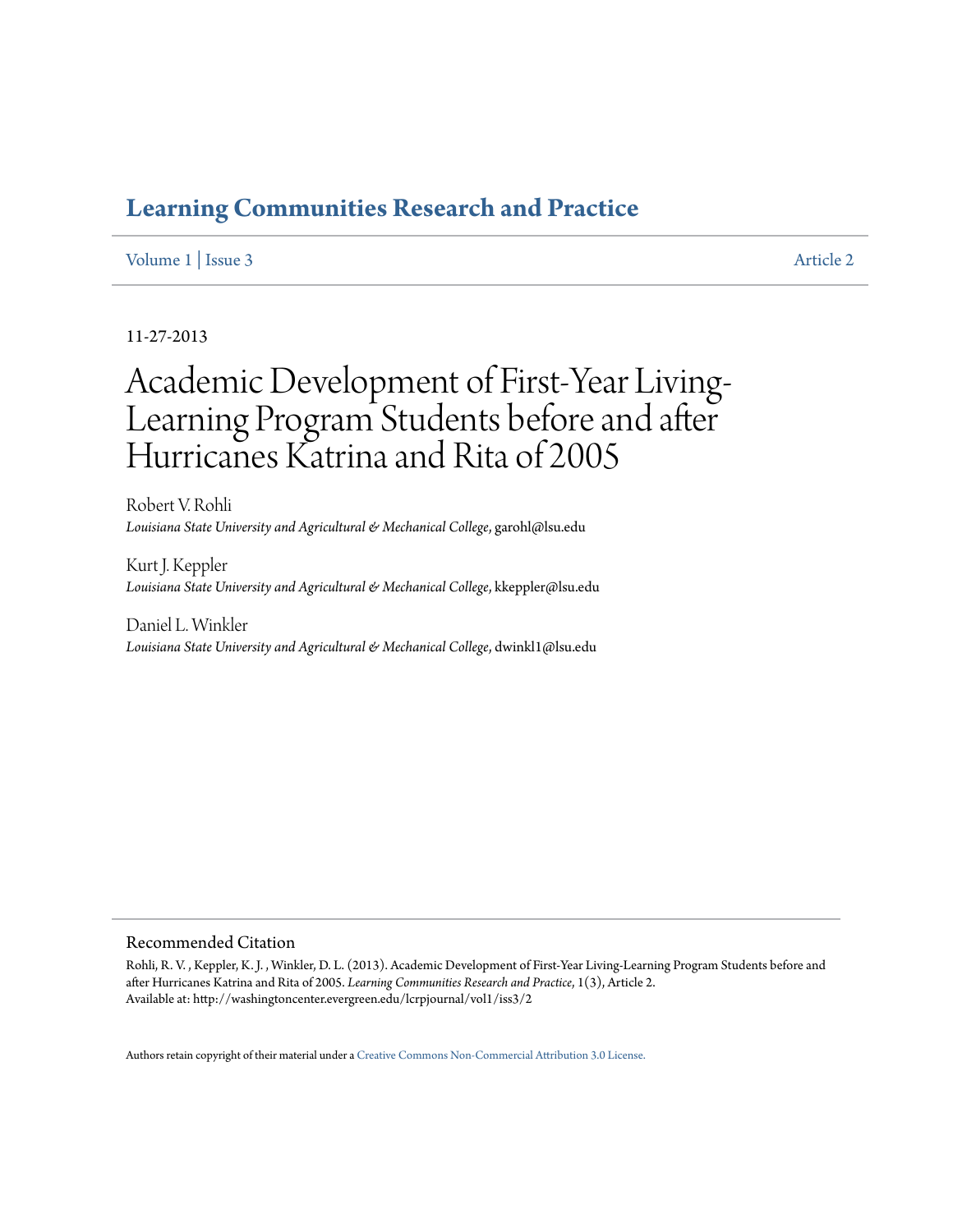# Learning Communities Research and Practice

Volume 1 | Issue 3 Article 2

11-27-2013

# Academic Development of First-Year Living-Learning Program Students before and after Hurricanes Katrina and Rita of 2005

Robert V. Rohli
*Louisiana State University and Agricultural & Mechanical College*, garohl@lsu.edu

Kurt J. Keppler
*Louisiana State University and Agricultural & Mechanical College*, kkeppler@lsu.edu

Daniel L. Winkler
*Louisiana State University and Agricultural & Mechanical College*, dwinkl1@lsu.edu

## Recommended Citation

Rohli, R. V. , Keppler, K. J. , Winkler, D. L. (2013). Academic Development of First-Year Living-Learning Program Students before and after Hurricanes Katrina and Rita of 2005. *Learning Communities Research and Practice*, 1(3), Article 2.
Available at: http://washingtoncenter.evergreen.edu/lcrpjournal/vol1/iss3/2

Authors retain copyright of their material under a Creative Commons Non-Commercial Attribution 3.0 License.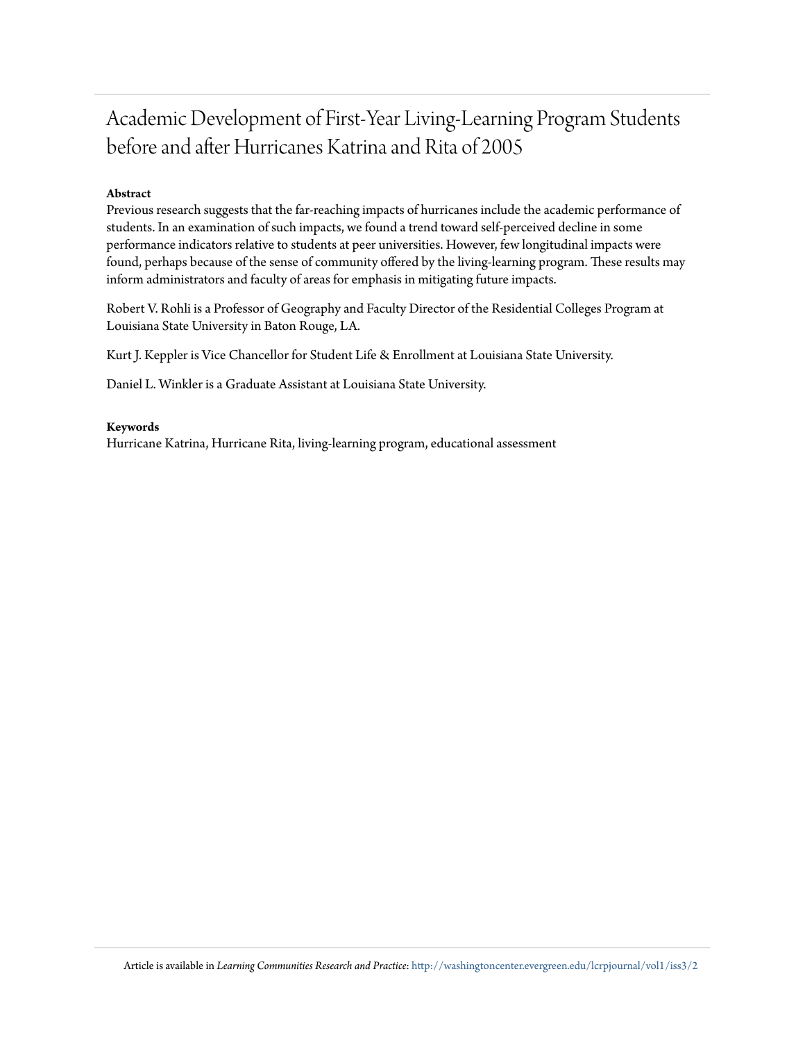# Academic Development of First-Year Living-Learning Program Students before and after Hurricanes Katrina and Rita of 2005

**Abstract**

Previous research suggests that the far-reaching impacts of hurricanes include the academic performance of students. In an examination of such impacts, we found a trend toward self-perceived decline in some performance indicators relative to students at peer universities. However, few longitudinal impacts were found, perhaps because of the sense of community offered by the living-learning program. These results may inform administrators and faculty of areas for emphasis in mitigating future impacts.

Robert V. Rohli is a Professor of Geography and Faculty Director of the Residential Colleges Program at Louisiana State University in Baton Rouge, LA.

Kurt J. Keppler is Vice Chancellor for Student Life & Enrollment at Louisiana State University.

Daniel L. Winkler is a Graduate Assistant at Louisiana State University.

**Keywords**

Hurricane Katrina, Hurricane Rita, living-learning program, educational assessment

Article is available in *Learning Communities Research and Practice*: http://washingtoncenter.evergreen.edu/lcrpjournal/vol1/iss3/2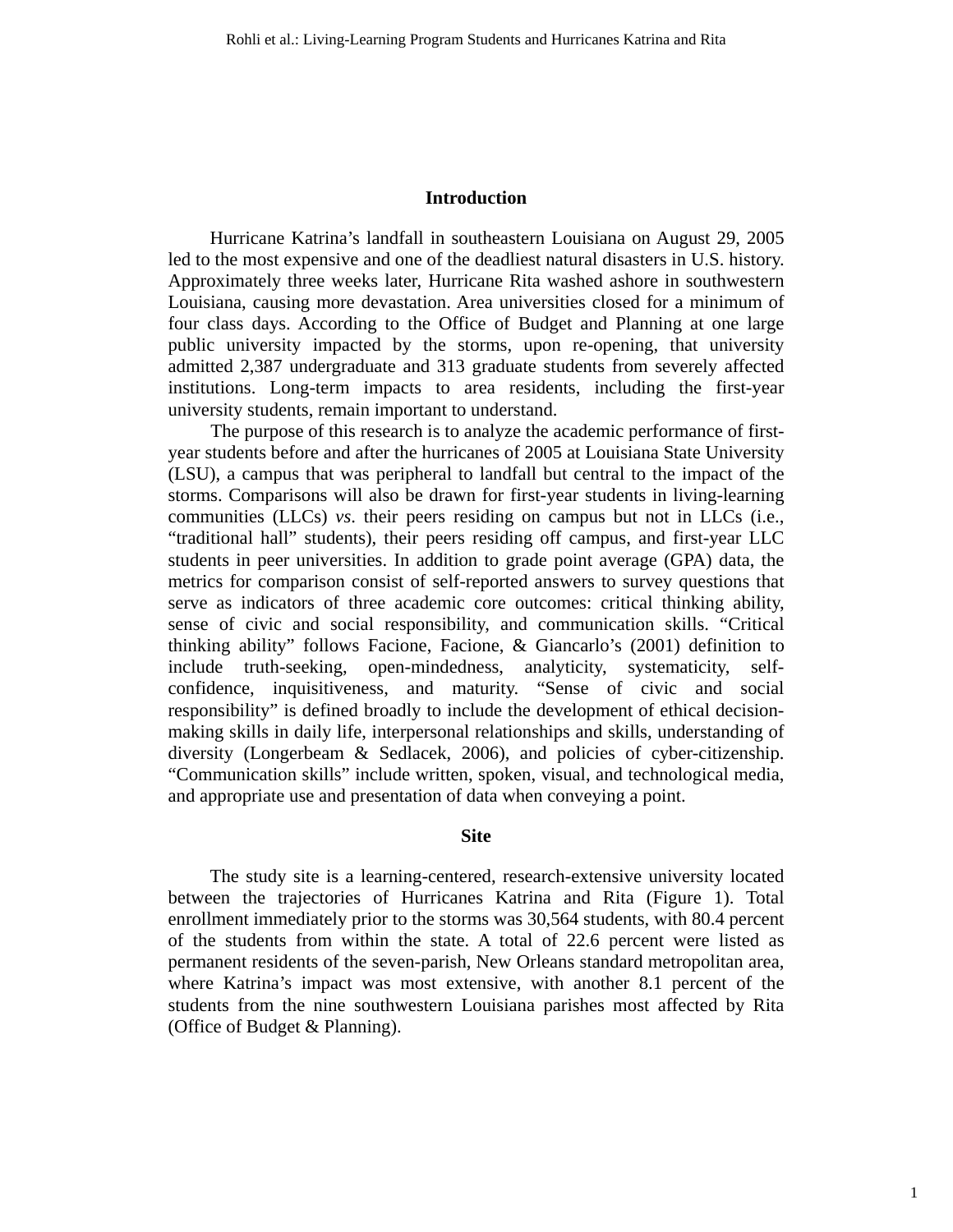## Introduction

Hurricane Katrina's landfall in southeastern Louisiana on August 29, 2005 led to the most expensive and one of the deadliest natural disasters in U.S. history. Approximately three weeks later, Hurricane Rita washed ashore in southwestern Louisiana, causing more devastation. Area universities closed for a minimum of four class days. According to the Office of Budget and Planning at one large public university impacted by the storms, upon re-opening, that university admitted 2,387 undergraduate and 313 graduate students from severely affected institutions. Long-term impacts to area residents, including the first-year university students, remain important to understand.

The purpose of this research is to analyze the academic performance of first-year students before and after the hurricanes of 2005 at Louisiana State University (LSU), a campus that was peripheral to landfall but central to the impact of the storms. Comparisons will also be drawn for first-year students in living-learning communities (LLCs) *vs*. their peers residing on campus but not in LLCs (i.e., "traditional hall" students), their peers residing off campus, and first-year LLC students in peer universities. In addition to grade point average (GPA) data, the metrics for comparison consist of self-reported answers to survey questions that serve as indicators of three academic core outcomes: critical thinking ability, sense of civic and social responsibility, and communication skills. "Critical thinking ability" follows Facione, Facione, & Giancarlo's (2001) definition to include truth-seeking, open-mindedness, analyticity, systematicity, self-confidence, inquisitiveness, and maturity. "Sense of civic and social responsibility" is defined broadly to include the development of ethical decision-making skills in daily life, interpersonal relationships and skills, understanding of diversity (Longerbeam & Sedlacek, 2006), and policies of cyber-citizenship. "Communication skills" include written, spoken, visual, and technological media, and appropriate use and presentation of data when conveying a point.

## Site

The study site is a learning-centered, research-extensive university located between the trajectories of Hurricanes Katrina and Rita (Figure 1). Total enrollment immediately prior to the storms was 30,564 students, with 80.4 percent of the students from within the state. A total of 22.6 percent were listed as permanent residents of the seven-parish, New Orleans standard metropolitan area, where Katrina's impact was most extensive, with another 8.1 percent of the students from the nine southwestern Louisiana parishes most affected by Rita (Office of Budget & Planning).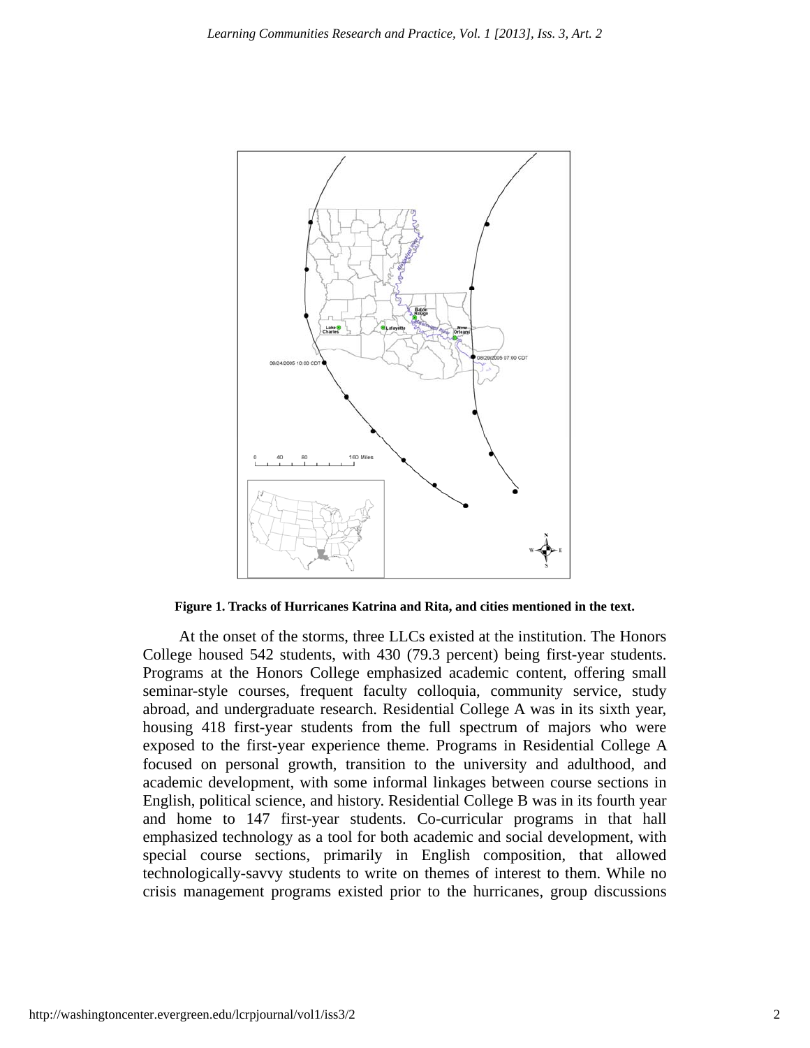**Figure 1. Tracks of Hurricanes Katrina and Rita, and cities mentioned in the text.**

At the onset of the storms, three LLCs existed at the institution. The Honors College housed 542 students, with 430 (79.3 percent) being first-year students. Programs at the Honors College emphasized academic content, offering small seminar-style courses, frequent faculty colloquia, community service, study abroad, and undergraduate research. Residential College A was in its sixth year, housing 418 first-year students from the full spectrum of majors who were exposed to the first-year experience theme. Programs in Residential College A focused on personal growth, transition to the university and adulthood, and academic development, with some informal linkages between course sections in English, political science, and history. Residential College B was in its fourth year and home to 147 first-year students. Co-curricular programs in that hall emphasized technology as a tool for both academic and social development, with special course sections, primarily in English composition, that allowed technologically-savvy students to write on themes of interest to them. While no crisis management programs existed prior to the hurricanes, group discussions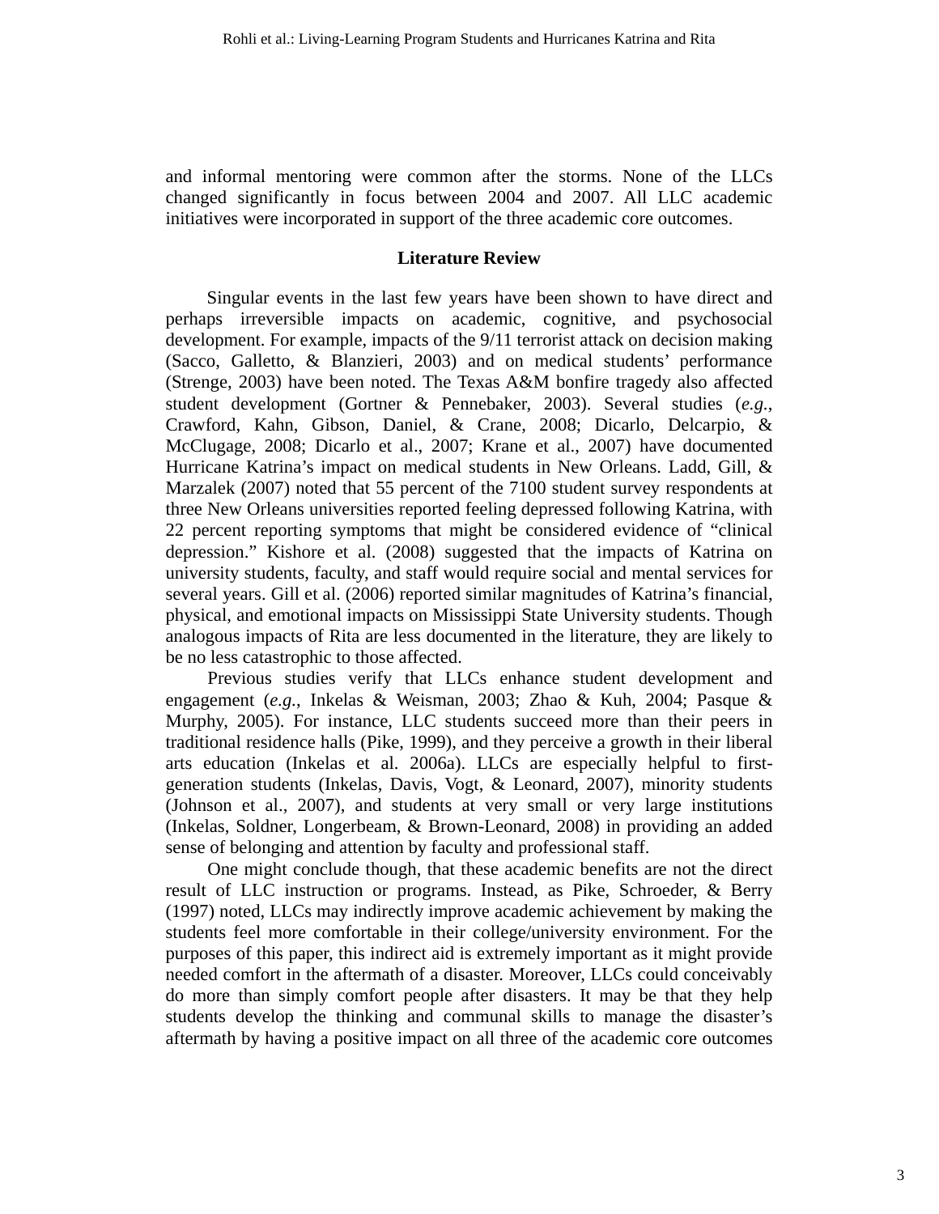and informal mentoring were common after the storms. None of the LLCs changed significantly in focus between 2004 and 2007. All LLC academic initiatives were incorporated in support of the three academic core outcomes.

## Literature Review

Singular events in the last few years have been shown to have direct and perhaps irreversible impacts on academic, cognitive, and psychosocial development. For example, impacts of the 9/11 terrorist attack on decision making (Sacco, Galletto, & Blanzieri, 2003) and on medical students' performance (Strenge, 2003) have been noted. The Texas A&M bonfire tragedy also affected student development (Gortner & Pennebaker, 2003). Several studies (*e.g.*, Crawford, Kahn, Gibson, Daniel, & Crane, 2008; Dicarlo, Delcarpio, & McClugage, 2008; Dicarlo et al., 2007; Krane et al., 2007) have documented Hurricane Katrina's impact on medical students in New Orleans. Ladd, Gill, & Marzalek (2007) noted that 55 percent of the 7100 student survey respondents at three New Orleans universities reported feeling depressed following Katrina, with 22 percent reporting symptoms that might be considered evidence of "clinical depression." Kishore et al. (2008) suggested that the impacts of Katrina on university students, faculty, and staff would require social and mental services for several years. Gill et al. (2006) reported similar magnitudes of Katrina's financial, physical, and emotional impacts on Mississippi State University students. Though analogous impacts of Rita are less documented in the literature, they are likely to be no less catastrophic to those affected.

Previous studies verify that LLCs enhance student development and engagement (*e.g.*, Inkelas & Weisman, 2003; Zhao & Kuh, 2004; Pasque & Murphy, 2005). For instance, LLC students succeed more than their peers in traditional residence halls (Pike, 1999), and they perceive a growth in their liberal arts education (Inkelas et al. 2006a). LLCs are especially helpful to first-generation students (Inkelas, Davis, Vogt, & Leonard, 2007), minority students (Johnson et al., 2007), and students at very small or very large institutions (Inkelas, Soldner, Longerbeam, & Brown-Leonard, 2008) in providing an added sense of belonging and attention by faculty and professional staff.

One might conclude though, that these academic benefits are not the direct result of LLC instruction or programs. Instead, as Pike, Schroeder, & Berry (1997) noted, LLCs may indirectly improve academic achievement by making the students feel more comfortable in their college/university environment. For the purposes of this paper, this indirect aid is extremely important as it might provide needed comfort in the aftermath of a disaster. Moreover, LLCs could conceivably do more than simply comfort people after disasters. It may be that they help students develop the thinking and communal skills to manage the disaster's aftermath by having a positive impact on all three of the academic core outcomes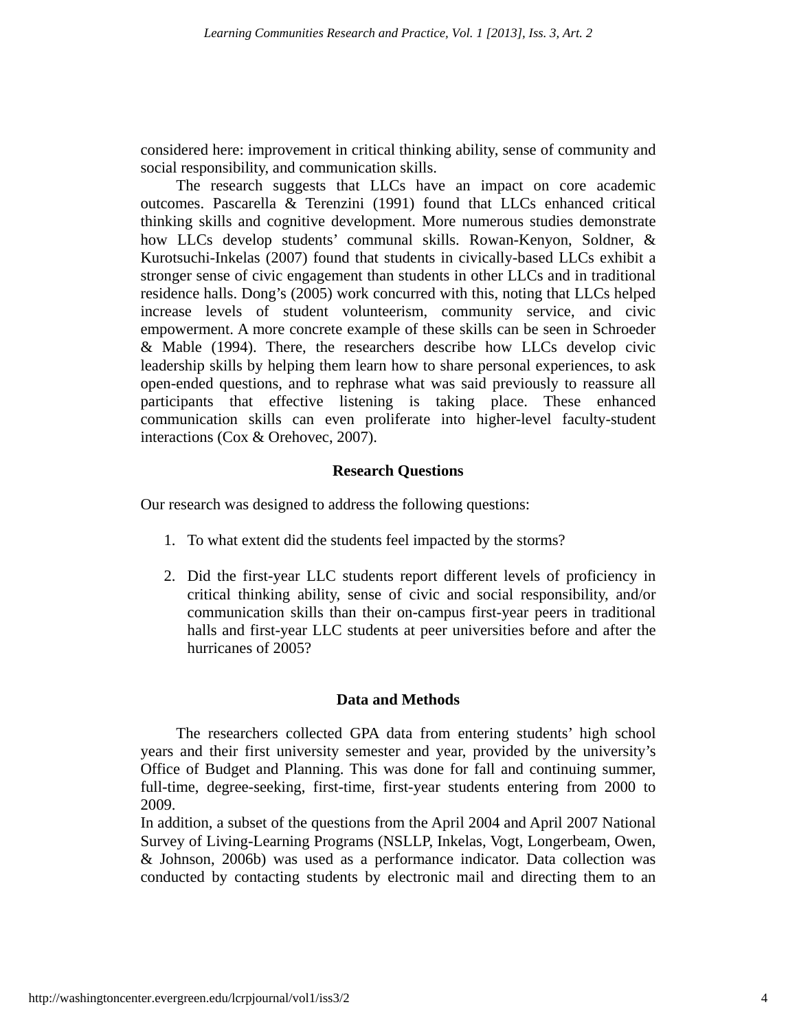considered here: improvement in critical thinking ability, sense of community and social responsibility, and communication skills.

The research suggests that LLCs have an impact on core academic outcomes. Pascarella & Terenzini (1991) found that LLCs enhanced critical thinking skills and cognitive development. More numerous studies demonstrate how LLCs develop students' communal skills. Rowan-Kenyon, Soldner, & Kurotsuchi-Inkelas (2007) found that students in civically-based LLCs exhibit a stronger sense of civic engagement than students in other LLCs and in traditional residence halls. Dong's (2005) work concurred with this, noting that LLCs helped increase levels of student volunteerism, community service, and civic empowerment. A more concrete example of these skills can be seen in Schroeder & Mable (1994). There, the researchers describe how LLCs develop civic leadership skills by helping them learn how to share personal experiences, to ask open-ended questions, and to rephrase what was said previously to reassure all participants that effective listening is taking place. These enhanced communication skills can even proliferate into higher-level faculty-student interactions (Cox & Orehovec, 2007).

## Research Questions

Our research was designed to address the following questions:

1. To what extent did the students feel impacted by the storms?

2. Did the first-year LLC students report different levels of proficiency in critical thinking ability, sense of civic and social responsibility, and/or communication skills than their on-campus first-year peers in traditional halls and first-year LLC students at peer universities before and after the hurricanes of 2005?

## Data and Methods

The researchers collected GPA data from entering students' high school years and their first university semester and year, provided by the university's Office of Budget and Planning. This was done for fall and continuing summer, full-time, degree-seeking, first-time, first-year students entering from 2000 to 2009.

In addition, a subset of the questions from the April 2004 and April 2007 National Survey of Living-Learning Programs (NSLLP, Inkelas, Vogt, Longerbeam, Owen, & Johnson, 2006b) was used as a performance indicator. Data collection was conducted by contacting students by electronic mail and directing them to an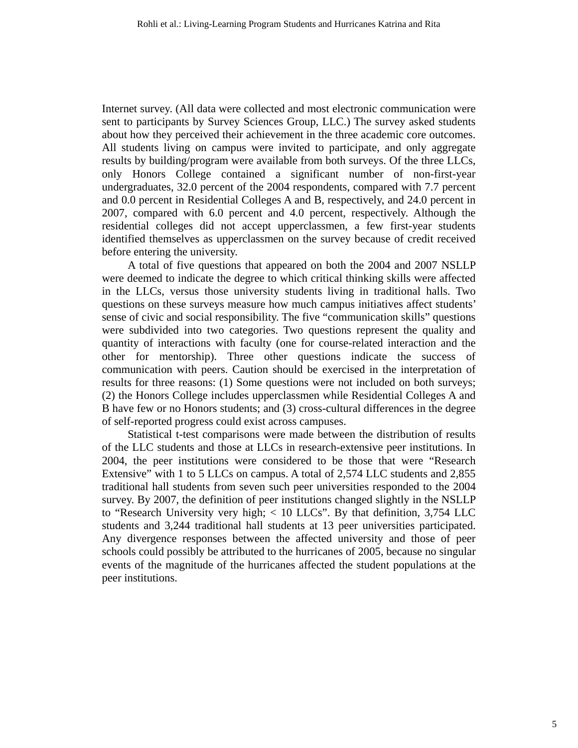Internet survey. (All data were collected and most electronic communication were sent to participants by Survey Sciences Group, LLC.) The survey asked students about how they perceived their achievement in the three academic core outcomes. All students living on campus were invited to participate, and only aggregate results by building/program were available from both surveys. Of the three LLCs, only Honors College contained a significant number of non-first-year undergraduates, 32.0 percent of the 2004 respondents, compared with 7.7 percent and 0.0 percent in Residential Colleges A and B, respectively, and 24.0 percent in 2007, compared with 6.0 percent and 4.0 percent, respectively. Although the residential colleges did not accept upperclassmen, a few first-year students identified themselves as upperclassmen on the survey because of credit received before entering the university.

A total of five questions that appeared on both the 2004 and 2007 NSLLP were deemed to indicate the degree to which critical thinking skills were affected in the LLCs, versus those university students living in traditional halls. Two questions on these surveys measure how much campus initiatives affect students' sense of civic and social responsibility. The five "communication skills" questions were subdivided into two categories. Two questions represent the quality and quantity of interactions with faculty (one for course-related interaction and the other for mentorship). Three other questions indicate the success of communication with peers. Caution should be exercised in the interpretation of results for three reasons: (1) Some questions were not included on both surveys; (2) the Honors College includes upperclassmen while Residential Colleges A and B have few or no Honors students; and (3) cross-cultural differences in the degree of self-reported progress could exist across campuses.

Statistical t-test comparisons were made between the distribution of results of the LLC students and those at LLCs in research-extensive peer institutions. In 2004, the peer institutions were considered to be those that were "Research Extensive" with 1 to 5 LLCs on campus. A total of 2,574 LLC students and 2,855 traditional hall students from seven such peer universities responded to the 2004 survey. By 2007, the definition of peer institutions changed slightly in the NSLLP to "Research University very high; < 10 LLCs". By that definition, 3,754 LLC students and 3,244 traditional hall students at 13 peer universities participated. Any divergence responses between the affected university and those of peer schools could possibly be attributed to the hurricanes of 2005, because no singular events of the magnitude of the hurricanes affected the student populations at the peer institutions.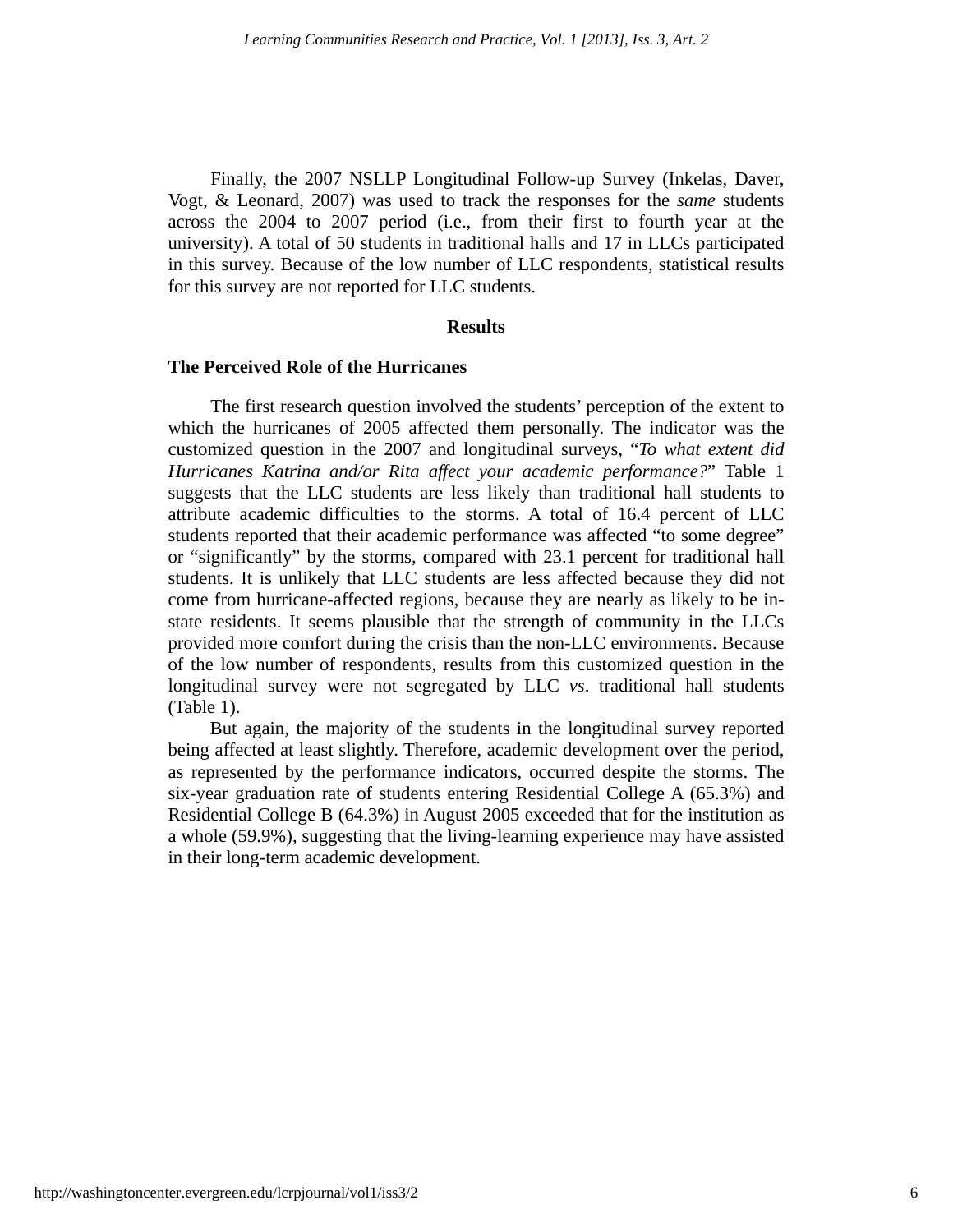Finally, the 2007 NSLLP Longitudinal Follow-up Survey (Inkelas, Daver, Vogt, & Leonard, 2007) was used to track the responses for the *same* students across the 2004 to 2007 period (i.e., from their first to fourth year at the university). A total of 50 students in traditional halls and 17 in LLCs participated in this survey. Because of the low number of LLC respondents, statistical results for this survey are not reported for LLC students.

## Results

### The Perceived Role of the Hurricanes

The first research question involved the students' perception of the extent to which the hurricanes of 2005 affected them personally. The indicator was the customized question in the 2007 and longitudinal surveys, "*To what extent did Hurricanes Katrina and/or Rita affect your academic performance?*" Table 1 suggests that the LLC students are less likely than traditional hall students to attribute academic difficulties to the storms. A total of 16.4 percent of LLC students reported that their academic performance was affected "to some degree" or "significantly" by the storms, compared with 23.1 percent for traditional hall students. It is unlikely that LLC students are less affected because they did not come from hurricane-affected regions, because they are nearly as likely to be in-state residents. It seems plausible that the strength of community in the LLCs provided more comfort during the crisis than the non-LLC environments. Because of the low number of respondents, results from this customized question in the longitudinal survey were not segregated by LLC *vs*. traditional hall students (Table 1).

But again, the majority of the students in the longitudinal survey reported being affected at least slightly. Therefore, academic development over the period, as represented by the performance indicators, occurred despite the storms. The six-year graduation rate of students entering Residential College A (65.3%) and Residential College B (64.3%) in August 2005 exceeded that for the institution as a whole (59.9%), suggesting that the living-learning experience may have assisted in their long-term academic development.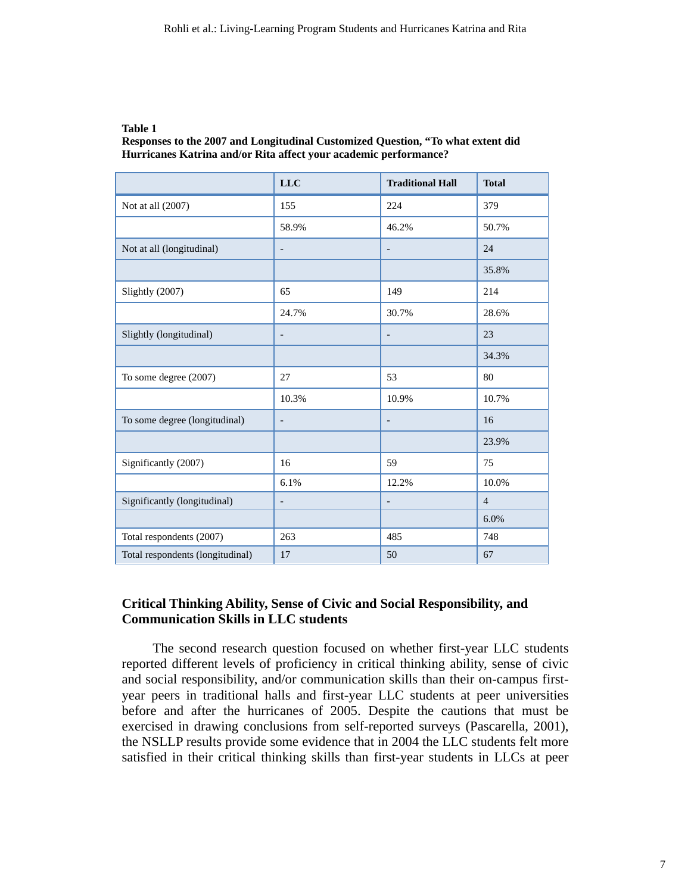**Table 1**
**Responses to the 2007 and Longitudinal Customized Question, "To what extent did Hurricanes Katrina and/or Rita affect your academic performance?**

| | LLC | Traditional Hall | Total |
|---|---|---|---|
| Not at all (2007) | 155 | 224 | 379 |
| | 58.9% | 46.2% | 50.7% |
| Not at all (longitudinal) | - | - | 24 |
| | | | 35.8% |
| Slightly (2007) | 65 | 149 | 214 |
| | 24.7% | 30.7% | 28.6% |
| Slightly (longitudinal) | - | - | 23 |
| | | | 34.3% |
| To some degree (2007) | 27 | 53 | 80 |
| | 10.3% | 10.9% | 10.7% |
| To some degree (longitudinal) | - | - | 16 |
| | | | 23.9% |
| Significantly (2007) | 16 | 59 | 75 |
| | 6.1% | 12.2% | 10.0% |
| Significantly (longitudinal) | - | - | 4 |
| | | | 6.0% |
| Total respondents (2007) | 263 | 485 | 748 |
| Total respondents (longitudinal) | 17 | 50 | 67 |

## Critical Thinking Ability, Sense of Civic and Social Responsibility, and Communication Skills in LLC students

The second research question focused on whether first-year LLC students reported different levels of proficiency in critical thinking ability, sense of civic and social responsibility, and/or communication skills than their on-campus first-year peers in traditional halls and first-year LLC students at peer universities before and after the hurricanes of 2005. Despite the cautions that must be exercised in drawing conclusions from self-reported surveys (Pascarella, 2001), the NSLLP results provide some evidence that in 2004 the LLC students felt more satisfied in their critical thinking skills than first-year students in LLCs at peer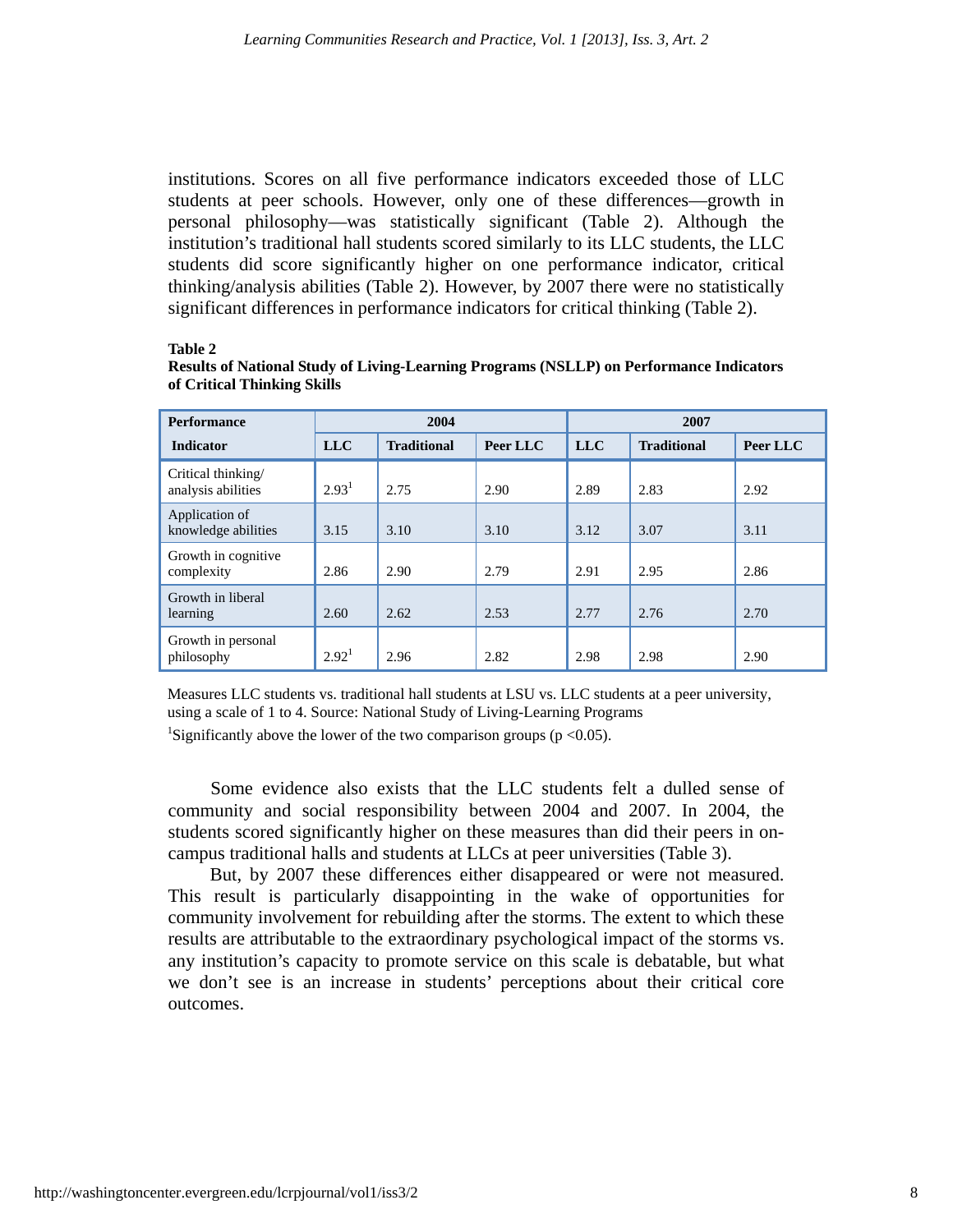institutions. Scores on all five performance indicators exceeded those of LLC students at peer schools. However, only one of these differences—growth in personal philosophy—was statistically significant (Table 2). Although the institution's traditional hall students scored similarly to its LLC students, the LLC students did score significantly higher on one performance indicator, critical thinking/analysis abilities (Table 2). However, by 2007 there were no statistically significant differences in performance indicators for critical thinking (Table 2).

**Table 2**
**Results of National Study of Living-Learning Programs (NSLLP) on Performance Indicators of Critical Thinking Skills**

| Performance | 2004 | | | 2007 | | |
|---|---|---|---|---|---|---|
| Indicator | LLC | Traditional | Peer LLC | LLC | Traditional | Peer LLC |
| Critical thinking/ analysis abilities | 2.93[1] | 2.75 | 2.90 | 2.89 | 2.83 | 2.92 |
| Application of knowledge abilities | 3.15 | 3.10 | 3.10 | 3.12 | 3.07 | 3.11 |
| Growth in cognitive complexity | 2.86 | 2.90 | 2.79 | 2.91 | 2.95 | 2.86 |
| Growth in liberal learning | 2.60 | 2.62 | 2.53 | 2.77 | 2.76 | 2.70 |
| Growth in personal philosophy | 2.92[1] | 2.96 | 2.82 | 2.98 | 2.98 | 2.90 |

Measures LLC students vs. traditional hall students at LSU vs. LLC students at a peer university, using a scale of 1 to 4. Source: National Study of Living-Learning Programs

[1]Significantly above the lower of the two comparison groups ($p < 0.05$).

Some evidence also exists that the LLC students felt a dulled sense of community and social responsibility between 2004 and 2007. In 2004, the students scored significantly higher on these measures than did their peers in on-campus traditional halls and students at LLCs at peer universities (Table 3).

But, by 2007 these differences either disappeared or were not measured. This result is particularly disappointing in the wake of opportunities for community involvement for rebuilding after the storms. The extent to which these results are attributable to the extraordinary psychological impact of the storms vs. any institution's capacity to promote service on this scale is debatable, but what we don't see is an increase in students' perceptions about their critical core outcomes.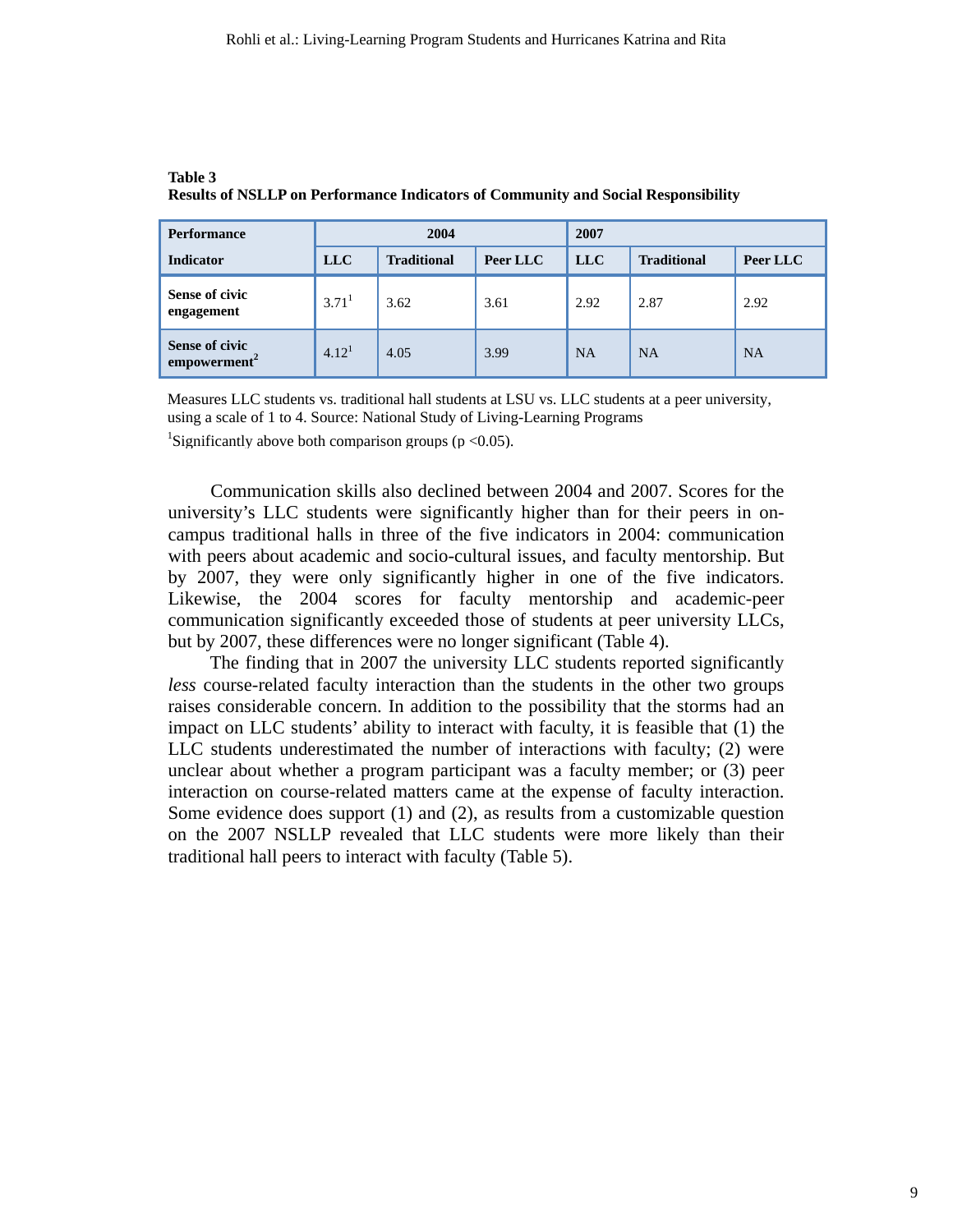**Table 3**
**Results of NSLLP on Performance Indicators of Community and Social Responsibility**

| Performance Indicator | 2004 | | | 2007 | | |
|---|---|---|---|---|---|---|
| | LLC | Traditional | Peer LLC | LLC | Traditional | Peer LLC |
| **Sense of civic engagement** | 3.71[1] | 3.62 | 3.61 | 2.92 | 2.87 | 2.92 |
| **Sense of civic empowerment[2]** | 4.12[1] | 4.05 | 3.99 | NA | NA | NA |

Measures LLC students vs. traditional hall students at LSU vs. LLC students at a peer university, using a scale of 1 to 4. Source: National Study of Living-Learning Programs

[1]Significantly above both comparison groups ($p < 0.05$).

Communication skills also declined between 2004 and 2007. Scores for the university's LLC students were significantly higher than for their peers in on-campus traditional halls in three of the five indicators in 2004: communication with peers about academic and socio-cultural issues, and faculty mentorship. But by 2007, they were only significantly higher in one of the five indicators. Likewise, the 2004 scores for faculty mentorship and academic-peer communication significantly exceeded those of students at peer university LLCs, but by 2007, these differences were no longer significant (Table 4).

The finding that in 2007 the university LLC students reported significantly *less* course-related faculty interaction than the students in the other two groups raises considerable concern. In addition to the possibility that the storms had an impact on LLC students' ability to interact with faculty, it is feasible that (1) the LLC students underestimated the number of interactions with faculty; (2) were unclear about whether a program participant was a faculty member; or (3) peer interaction on course-related matters came at the expense of faculty interaction. Some evidence does support (1) and (2), as results from a customizable question on the 2007 NSLLP revealed that LLC students were more likely than their traditional hall peers to interact with faculty (Table 5).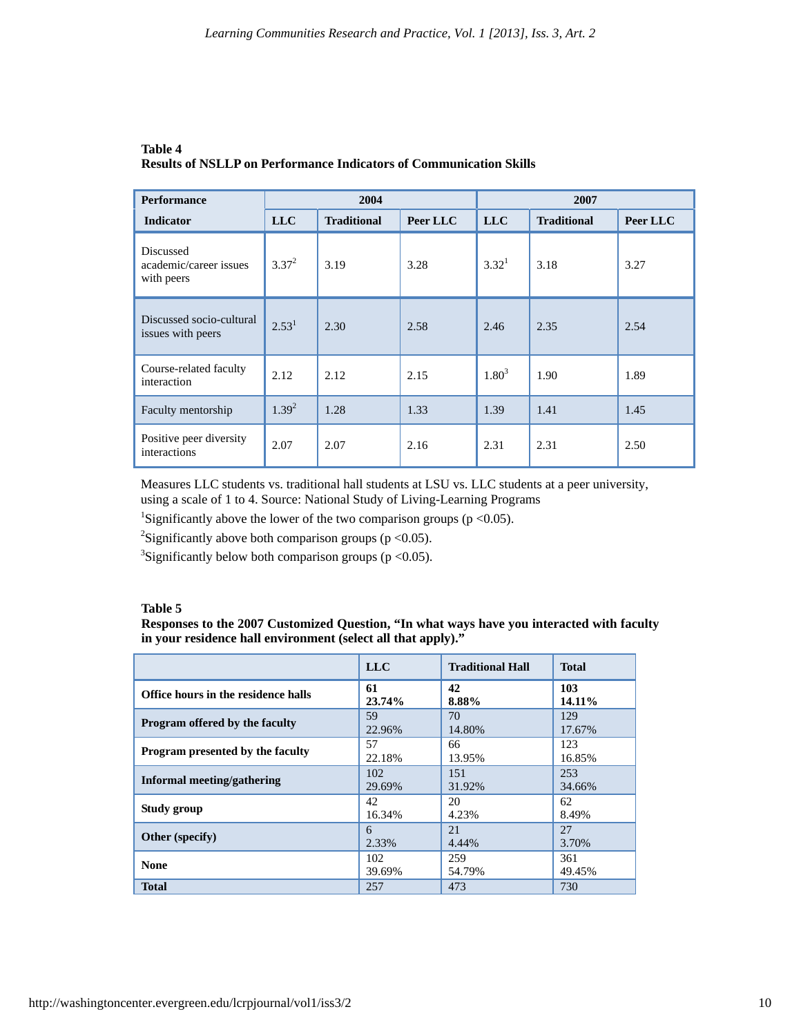**Table 4**
**Results of NSLLP on Performance Indicators of Communication Skills**

| Performance Indicator | 2004 | | | 2007 | | |
|---|---|---|---|---|---|---|
| | LLC | Traditional | Peer LLC | LLC | Traditional | Peer LLC |
| Discussed academic/career issues with peers | 3.37[2] | 3.19 | 3.28 | 3.32[1] | 3.18 | 3.27 |
| Discussed socio-cultural issues with peers | 2.53[1] | 2.30 | 2.58 | 2.46 | 2.35 | 2.54 |
| Course-related faculty interaction | 2.12 | 2.12 | 2.15 | 1.80[3] | 1.90 | 1.89 |
| Faculty mentorship | 1.39[2] | 1.28 | 1.33 | 1.39 | 1.41 | 1.45 |
| Positive peer diversity interactions | 2.07 | 2.07 | 2.16 | 2.31 | 2.31 | 2.50 |

Measures LLC students vs. traditional hall students at LSU vs. LLC students at a peer university, using a scale of 1 to 4. Source: National Study of Living-Learning Programs

[1]Significantly above the lower of the two comparison groups ($p < 0.05$).

[2]Significantly above both comparison groups ($p < 0.05$).

[3]Significantly below both comparison groups ($p < 0.05$).

**Table 5**
**Responses to the 2007 Customized Question, "In what ways have you interacted with faculty in your residence hall environment (select all that apply)."**

| | LLC | Traditional Hall | Total |
|---|---|---|---|
| **Office hours in the residence halls** | **61 23.74%** | **42 8.88%** | **103 14.11%** |
| **Program offered by the faculty** | 59 22.96% | 70 14.80% | 129 17.67% |
| **Program presented by the faculty** | 57 22.18% | 66 13.95% | 123 16.85% |
| **Informal meeting/gathering** | 102 29.69% | 151 31.92% | 253 34.66% |
| **Study group** | 42 16.34% | 20 4.23% | 62 8.49% |
| **Other (specify)** | 6 2.33% | 21 4.44% | 27 3.70% |
| **None** | 102 39.69% | 259 54.79% | 361 49.45% |
| **Total** | 257 | 473 | 730 |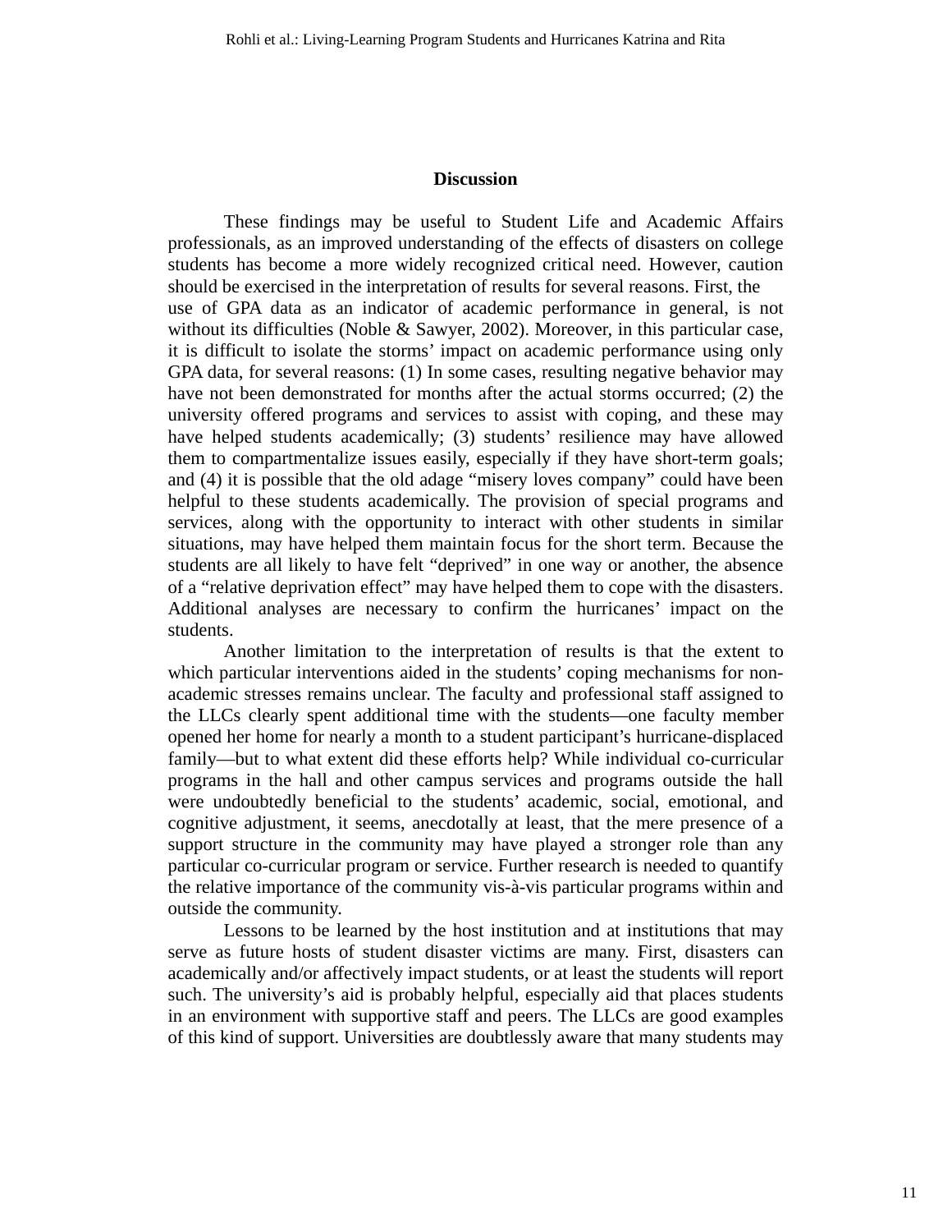## Discussion

These findings may be useful to Student Life and Academic Affairs professionals, as an improved understanding of the effects of disasters on college students has become a more widely recognized critical need. However, caution should be exercised in the interpretation of results for several reasons. First, the use of GPA data as an indicator of academic performance in general, is not without its difficulties (Noble & Sawyer, 2002). Moreover, in this particular case, it is difficult to isolate the storms' impact on academic performance using only GPA data, for several reasons: (1) In some cases, resulting negative behavior may have not been demonstrated for months after the actual storms occurred; (2) the university offered programs and services to assist with coping, and these may have helped students academically; (3) students' resilience may have allowed them to compartmentalize issues easily, especially if they have short-term goals; and (4) it is possible that the old adage "misery loves company" could have been helpful to these students academically. The provision of special programs and services, along with the opportunity to interact with other students in similar situations, may have helped them maintain focus for the short term. Because the students are all likely to have felt "deprived" in one way or another, the absence of a "relative deprivation effect" may have helped them to cope with the disasters. Additional analyses are necessary to confirm the hurricanes' impact on the students.

Another limitation to the interpretation of results is that the extent to which particular interventions aided in the students' coping mechanisms for non-academic stresses remains unclear. The faculty and professional staff assigned to the LLCs clearly spent additional time with the students—one faculty member opened her home for nearly a month to a student participant's hurricane-displaced family—but to what extent did these efforts help? While individual co-curricular programs in the hall and other campus services and programs outside the hall were undoubtedly beneficial to the students' academic, social, emotional, and cognitive adjustment, it seems, anecdotally at least, that the mere presence of a support structure in the community may have played a stronger role than any particular co-curricular program or service. Further research is needed to quantify the relative importance of the community vis-à-vis particular programs within and outside the community.

Lessons to be learned by the host institution and at institutions that may serve as future hosts of student disaster victims are many. First, disasters can academically and/or affectively impact students, or at least the students will report such. The university's aid is probably helpful, especially aid that places students in an environment with supportive staff and peers. The LLCs are good examples of this kind of support. Universities are doubtlessly aware that many students may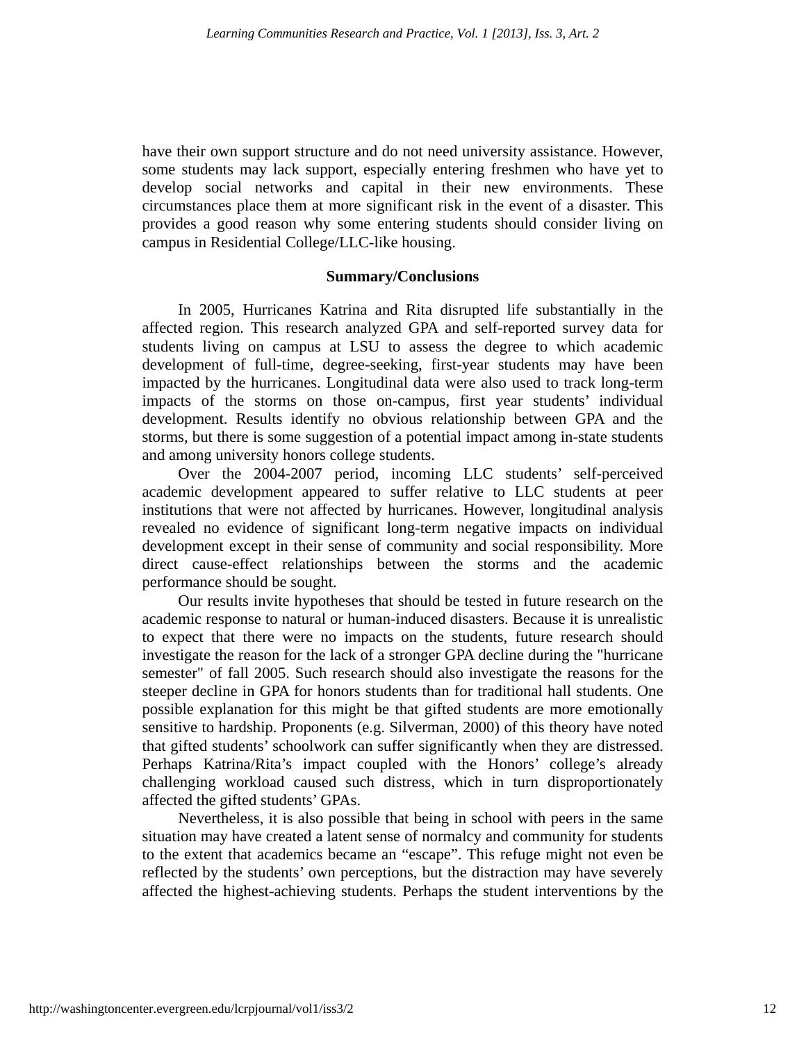have their own support structure and do not need university assistance. However, some students may lack support, especially entering freshmen who have yet to develop social networks and capital in their new environments. These circumstances place them at more significant risk in the event of a disaster. This provides a good reason why some entering students should consider living on campus in Residential College/LLC-like housing.

## Summary/Conclusions

In 2005, Hurricanes Katrina and Rita disrupted life substantially in the affected region. This research analyzed GPA and self-reported survey data for students living on campus at LSU to assess the degree to which academic development of full-time, degree-seeking, first-year students may have been impacted by the hurricanes. Longitudinal data were also used to track long-term impacts of the storms on those on-campus, first year students' individual development. Results identify no obvious relationship between GPA and the storms, but there is some suggestion of a potential impact among in-state students and among university honors college students.

Over the 2004-2007 period, incoming LLC students' self-perceived academic development appeared to suffer relative to LLC students at peer institutions that were not affected by hurricanes. However, longitudinal analysis revealed no evidence of significant long-term negative impacts on individual development except in their sense of community and social responsibility. More direct cause-effect relationships between the storms and the academic performance should be sought.

Our results invite hypotheses that should be tested in future research on the academic response to natural or human-induced disasters. Because it is unrealistic to expect that there were no impacts on the students, future research should investigate the reason for the lack of a stronger GPA decline during the "hurricane semester" of fall 2005. Such research should also investigate the reasons for the steeper decline in GPA for honors students than for traditional hall students. One possible explanation for this might be that gifted students are more emotionally sensitive to hardship. Proponents (e.g. Silverman, 2000) of this theory have noted that gifted students' schoolwork can suffer significantly when they are distressed. Perhaps Katrina/Rita's impact coupled with the Honors' college's already challenging workload caused such distress, which in turn disproportionately affected the gifted students' GPAs.

Nevertheless, it is also possible that being in school with peers in the same situation may have created a latent sense of normalcy and community for students to the extent that academics became an "escape". This refuge might not even be reflected by the students' own perceptions, but the distraction may have severely affected the highest-achieving students. Perhaps the student interventions by the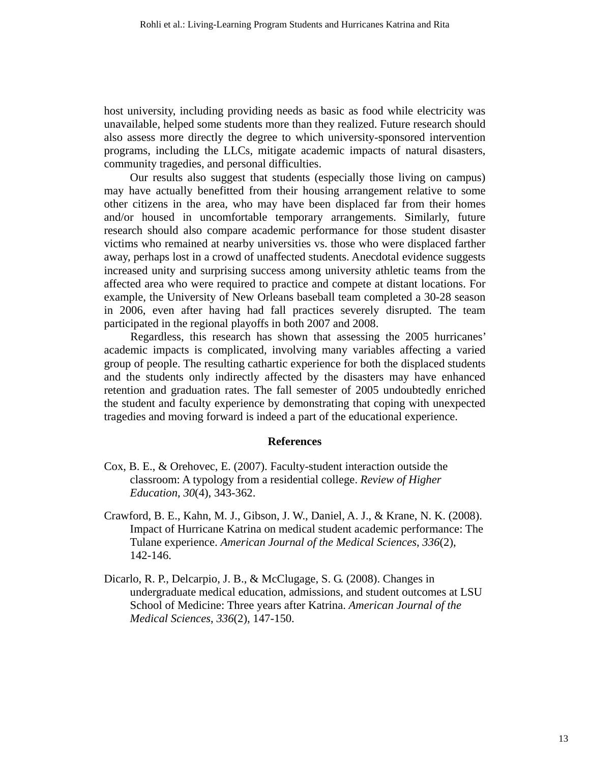host university, including providing needs as basic as food while electricity was unavailable, helped some students more than they realized. Future research should also assess more directly the degree to which university-sponsored intervention programs, including the LLCs, mitigate academic impacts of natural disasters, community tragedies, and personal difficulties.

Our results also suggest that students (especially those living on campus) may have actually benefitted from their housing arrangement relative to some other citizens in the area, who may have been displaced far from their homes and/or housed in uncomfortable temporary arrangements. Similarly, future research should also compare academic performance for those student disaster victims who remained at nearby universities vs. those who were displaced farther away, perhaps lost in a crowd of unaffected students. Anecdotal evidence suggests increased unity and surprising success among university athletic teams from the affected area who were required to practice and compete at distant locations. For example, the University of New Orleans baseball team completed a 30-28 season in 2006, even after having had fall practices severely disrupted. The team participated in the regional playoffs in both 2007 and 2008.

Regardless, this research has shown that assessing the 2005 hurricanes' academic impacts is complicated, involving many variables affecting a varied group of people. The resulting cathartic experience for both the displaced students and the students only indirectly affected by the disasters may have enhanced retention and graduation rates. The fall semester of 2005 undoubtedly enriched the student and faculty experience by demonstrating that coping with unexpected tragedies and moving forward is indeed a part of the educational experience.

## References

Cox, B. E., & Orehovec, E. (2007). Faculty-student interaction outside the classroom: A typology from a residential college. *Review of Higher Education*, *30*(4), 343-362.

Crawford, B. E., Kahn, M. J., Gibson, J. W., Daniel, A. J., & Krane, N. K. (2008). Impact of Hurricane Katrina on medical student academic performance: The Tulane experience. *American Journal of the Medical Sciences*, *336*(2), 142-146.

Dicarlo, R. P., Delcarpio, J. B., & McClugage, S. G. (2008). Changes in undergraduate medical education, admissions, and student outcomes at LSU School of Medicine: Three years after Katrina. *American Journal of the Medical Sciences*, *336*(2), 147-150.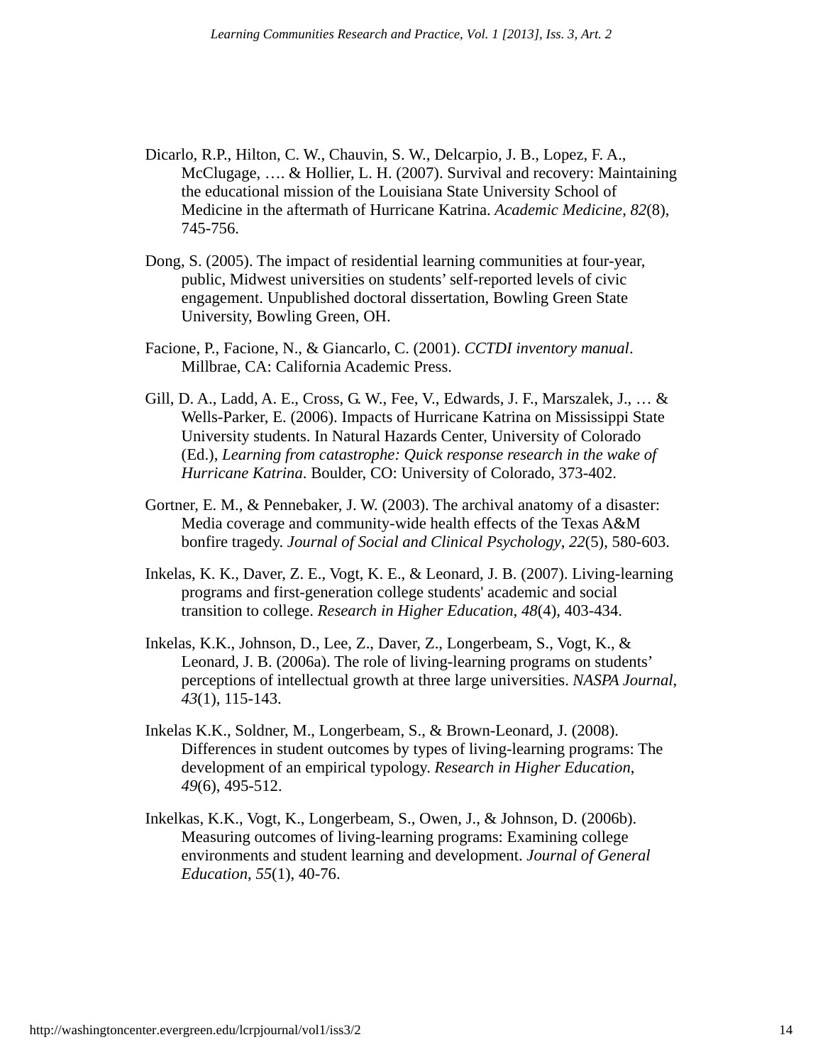Dicarlo, R.P., Hilton, C. W., Chauvin, S. W., Delcarpio, J. B., Lopez, F. A., McClugage, …. & Hollier, L. H. (2007). Survival and recovery: Maintaining the educational mission of the Louisiana State University School of Medicine in the aftermath of Hurricane Katrina. *Academic Medicine*, *82*(8), 745-756.

Dong, S. (2005). The impact of residential learning communities at four-year, public, Midwest universities on students' self-reported levels of civic engagement. Unpublished doctoral dissertation, Bowling Green State University, Bowling Green, OH.

Facione, P., Facione, N., & Giancarlo, C. (2001). *CCTDI inventory manual*. Millbrae, CA: California Academic Press.

Gill, D. A., Ladd, A. E., Cross, G. W., Fee, V., Edwards, J. F., Marszalek, J., … & Wells-Parker, E. (2006). Impacts of Hurricane Katrina on Mississippi State University students. In Natural Hazards Center, University of Colorado (Ed.), *Learning from catastrophe: Quick response research in the wake of Hurricane Katrina*. Boulder, CO: University of Colorado, 373-402.

Gortner, E. M., & Pennebaker, J. W. (2003). The archival anatomy of a disaster: Media coverage and community-wide health effects of the Texas A&M bonfire tragedy. *Journal of Social and Clinical Psychology*, *22*(5), 580-603.

Inkelas, K. K., Daver, Z. E., Vogt, K. E., & Leonard, J. B. (2007). Living-learning programs and first-generation college students' academic and social transition to college. *Research in Higher Education*, *48*(4), 403-434.

Inkelas, K.K., Johnson, D., Lee, Z., Daver, Z., Longerbeam, S., Vogt, K., & Leonard, J. B. (2006a). The role of living-learning programs on students' perceptions of intellectual growth at three large universities. *NASPA Journal*, *43*(1), 115-143.

Inkelas K.K., Soldner, M., Longerbeam, S., & Brown-Leonard, J. (2008). Differences in student outcomes by types of living-learning programs: The development of an empirical typology. *Research in Higher Education*, *49*(6), 495-512.

Inkelkas, K.K., Vogt, K., Longerbeam, S., Owen, J., & Johnson, D. (2006b). Measuring outcomes of living-learning programs: Examining college environments and student learning and development. *Journal of General Education*, *55*(1), 40-76.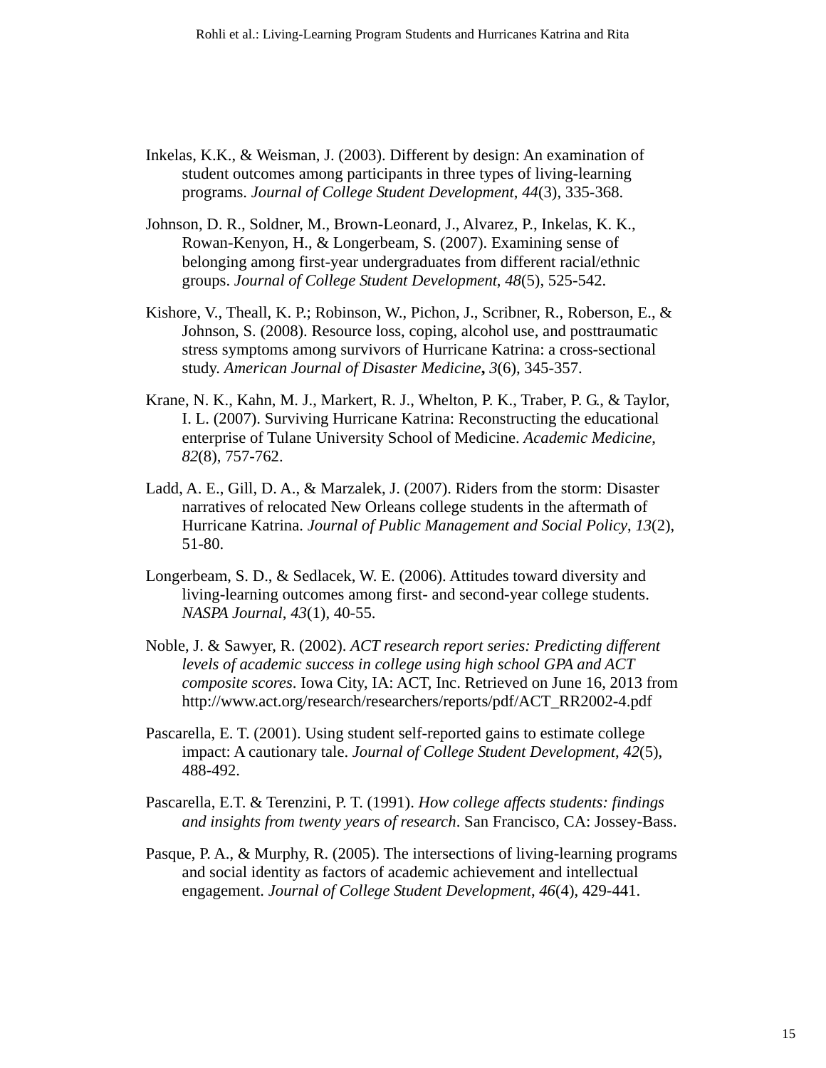Inkelas, K.K., & Weisman, J. (2003). Different by design: An examination of student outcomes among participants in three types of living-learning programs. *Journal of College Student Development*, *44*(3), 335-368.

Johnson, D. R., Soldner, M., Brown-Leonard, J., Alvarez, P., Inkelas, K. K., Rowan-Kenyon, H., & Longerbeam, S. (2007). Examining sense of belonging among first-year undergraduates from different racial/ethnic groups. *Journal of College Student Development*, *48*(5), 525-542.

Kishore, V., Theall, K. P.; Robinson, W., Pichon, J., Scribner, R., Roberson, E., & Johnson, S. (2008). Resource loss, coping, alcohol use, and posttraumatic stress symptoms among survivors of Hurricane Katrina: a cross-sectional study. *American Journal of Disaster Medicine***,** *3*(6), 345-357.

Krane, N. K., Kahn, M. J., Markert, R. J., Whelton, P. K., Traber, P. G., & Taylor, I. L. (2007). Surviving Hurricane Katrina: Reconstructing the educational enterprise of Tulane University School of Medicine. *Academic Medicine*, *82*(8), 757-762.

Ladd, A. E., Gill, D. A., & Marzalek, J. (2007). Riders from the storm: Disaster narratives of relocated New Orleans college students in the aftermath of Hurricane Katrina. *Journal of Public Management and Social Policy*, *13*(2), 51-80.

Longerbeam, S. D., & Sedlacek, W. E. (2006). Attitudes toward diversity and living-learning outcomes among first- and second-year college students. *NASPA Journal*, *43*(1), 40-55.

Noble, J. & Sawyer, R. (2002). *ACT research report series: Predicting different levels of academic success in college using high school GPA and ACT composite scores*. Iowa City, IA: ACT, Inc. Retrieved on June 16, 2013 from http://www.act.org/research/researchers/reports/pdf/ACT_RR2002-4.pdf

Pascarella, E. T. (2001). Using student self-reported gains to estimate college impact: A cautionary tale. *Journal of College Student Development*, *42*(5), 488-492.

Pascarella, E.T. & Terenzini, P. T. (1991). *How college affects students: findings and insights from twenty years of research*. San Francisco, CA: Jossey-Bass.

Pasque, P. A., & Murphy, R. (2005). The intersections of living-learning programs and social identity as factors of academic achievement and intellectual engagement. *Journal of College Student Development*, *46*(4), 429-441.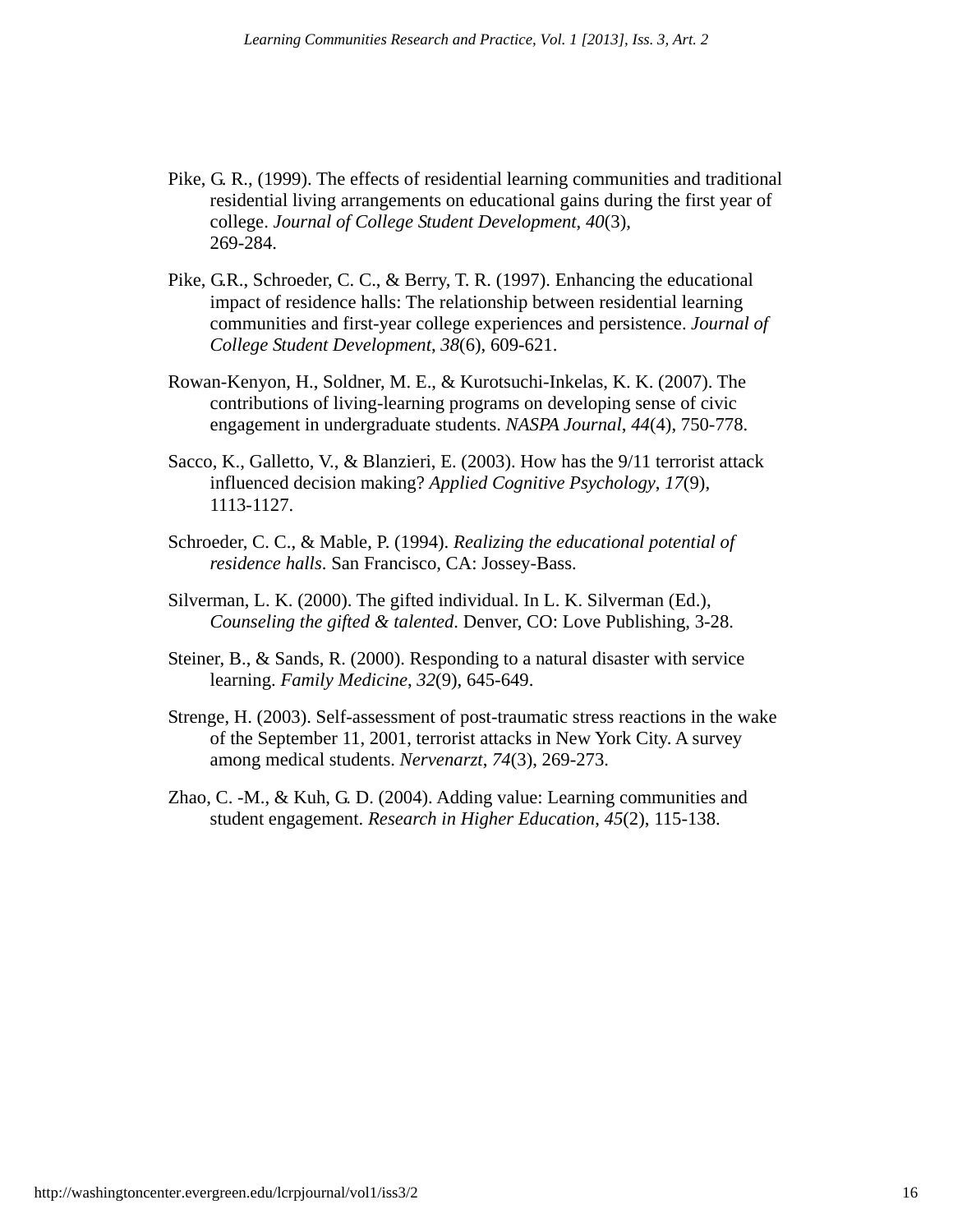Pike, G. R., (1999). The effects of residential learning communities and traditional residential living arrangements on educational gains during the first year of college. *Journal of College Student Development*, *40*(3), 269-284.

Pike, G.R., Schroeder, C. C., & Berry, T. R. (1997). Enhancing the educational impact of residence halls: The relationship between residential learning communities and first-year college experiences and persistence. *Journal of College Student Development*, *38*(6), 609-621.

Rowan-Kenyon, H., Soldner, M. E., & Kurotsuchi-Inkelas, K. K. (2007). The contributions of living-learning programs on developing sense of civic engagement in undergraduate students. *NASPA Journal*, *44*(4), 750-778.

Sacco, K., Galletto, V., & Blanzieri, E. (2003). How has the 9/11 terrorist attack influenced decision making? *Applied Cognitive Psychology*, *17*(9), 1113-1127.

Schroeder, C. C., & Mable, P. (1994). *Realizing the educational potential of residence halls*. San Francisco, CA: Jossey-Bass.

Silverman, L. K. (2000). The gifted individual. In L. K. Silverman (Ed.), *Counseling the gifted & talented*. Denver, CO: Love Publishing, 3-28.

Steiner, B., & Sands, R. (2000). Responding to a natural disaster with service learning. *Family Medicine*, *32*(9), 645-649.

Strenge, H. (2003). Self-assessment of post-traumatic stress reactions in the wake of the September 11, 2001, terrorist attacks in New York City. A survey among medical students. *Nervenarzt*, *74*(3), 269-273.

Zhao, C. -M., & Kuh, G. D. (2004). Adding value: Learning communities and student engagement. *Research in Higher Education*, *45*(2), 115-138.